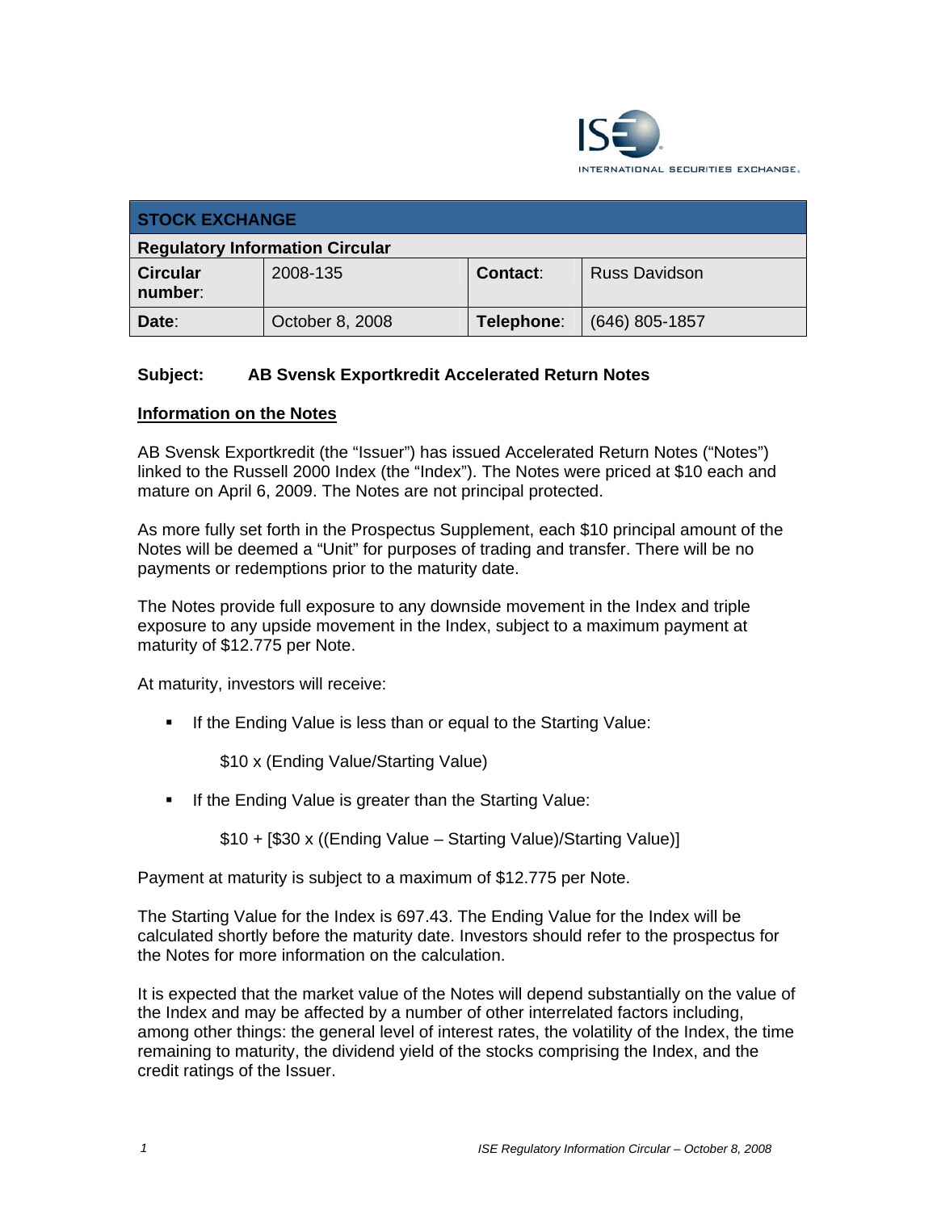| STOCK EXCHANGE | | | |
|---|---|---|---|
| **Regulatory Information Circular** | | | |
| **Circular number**: | 2008-135 | **Contact**: | Russ Davidson |
| **Date**: | October 8, 2008 | **Telephone**: | (646) 805-1857 |

**Subject: AB Svensk Exportkredit Accelerated Return Notes**

## Information on the Notes

AB Svensk Exportkredit (the "Issuer") has issued Accelerated Return Notes ("Notes") linked to the Russell 2000 Index (the "Index"). The Notes were priced at $10 each and mature on April 6, 2009. The Notes are not principal protected.

As more fully set forth in the Prospectus Supplement, each $10 principal amount of the Notes will be deemed a "Unit" for purposes of trading and transfer. There will be no payments or redemptions prior to the maturity date.

The Notes provide full exposure to any downside movement in the Index and triple exposure to any upside movement in the Index, subject to a maximum payment at maturity of $12.775 per Note.

At maturity, investors will receive:

- If the Ending Value is less than or equal to the Starting Value:

  $10 x (Ending Value/Starting Value)

- If the Ending Value is greater than the Starting Value:

  $10 + [$30 x ((Ending Value – Starting Value)/Starting Value)]

Payment at maturity is subject to a maximum of $12.775 per Note.

The Starting Value for the Index is 697.43. The Ending Value for the Index will be calculated shortly before the maturity date. Investors should refer to the prospectus for the Notes for more information on the calculation.

It is expected that the market value of the Notes will depend substantially on the value of the Index and may be affected by a number of other interrelated factors including, among other things: the general level of interest rates, the volatility of the Index, the time remaining to maturity, the dividend yield of the stocks comprising the Index, and the credit ratings of the Issuer.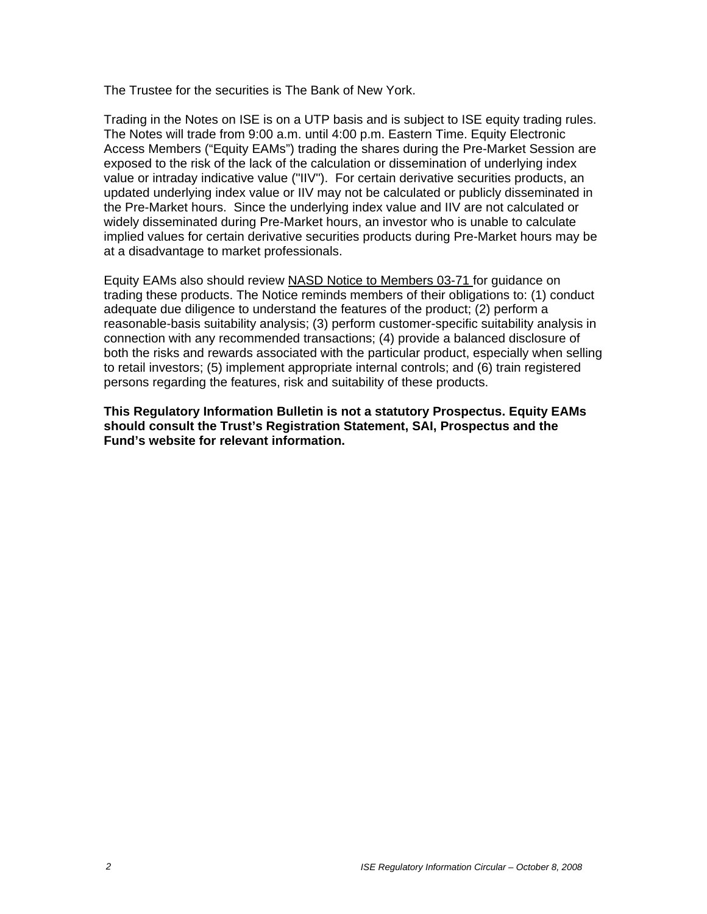The Trustee for the securities is The Bank of New York.

Trading in the Notes on ISE is on a UTP basis and is subject to ISE equity trading rules. The Notes will trade from 9:00 a.m. until 4:00 p.m. Eastern Time. Equity Electronic Access Members ("Equity EAMs") trading the shares during the Pre-Market Session are exposed to the risk of the lack of the calculation or dissemination of underlying index value or intraday indicative value ("IIV"). For certain derivative securities products, an updated underlying index value or IIV may not be calculated or publicly disseminated in the Pre-Market hours. Since the underlying index value and IIV are not calculated or widely disseminated during Pre-Market hours, an investor who is unable to calculate implied values for certain derivative securities products during Pre-Market hours may be at a disadvantage to market professionals.

Equity EAMs also should review NASD Notice to Members 03-71 for guidance on trading these products. The Notice reminds members of their obligations to: (1) conduct adequate due diligence to understand the features of the product; (2) perform a reasonable-basis suitability analysis; (3) perform customer-specific suitability analysis in connection with any recommended transactions; (4) provide a balanced disclosure of both the risks and rewards associated with the particular product, especially when selling to retail investors; (5) implement appropriate internal controls; and (6) train registered persons regarding the features, risk and suitability of these products.

**This Regulatory Information Bulletin is not a statutory Prospectus. Equity EAMs should consult the Trust's Registration Statement, SAI, Prospectus and the Fund's website for relevant information.**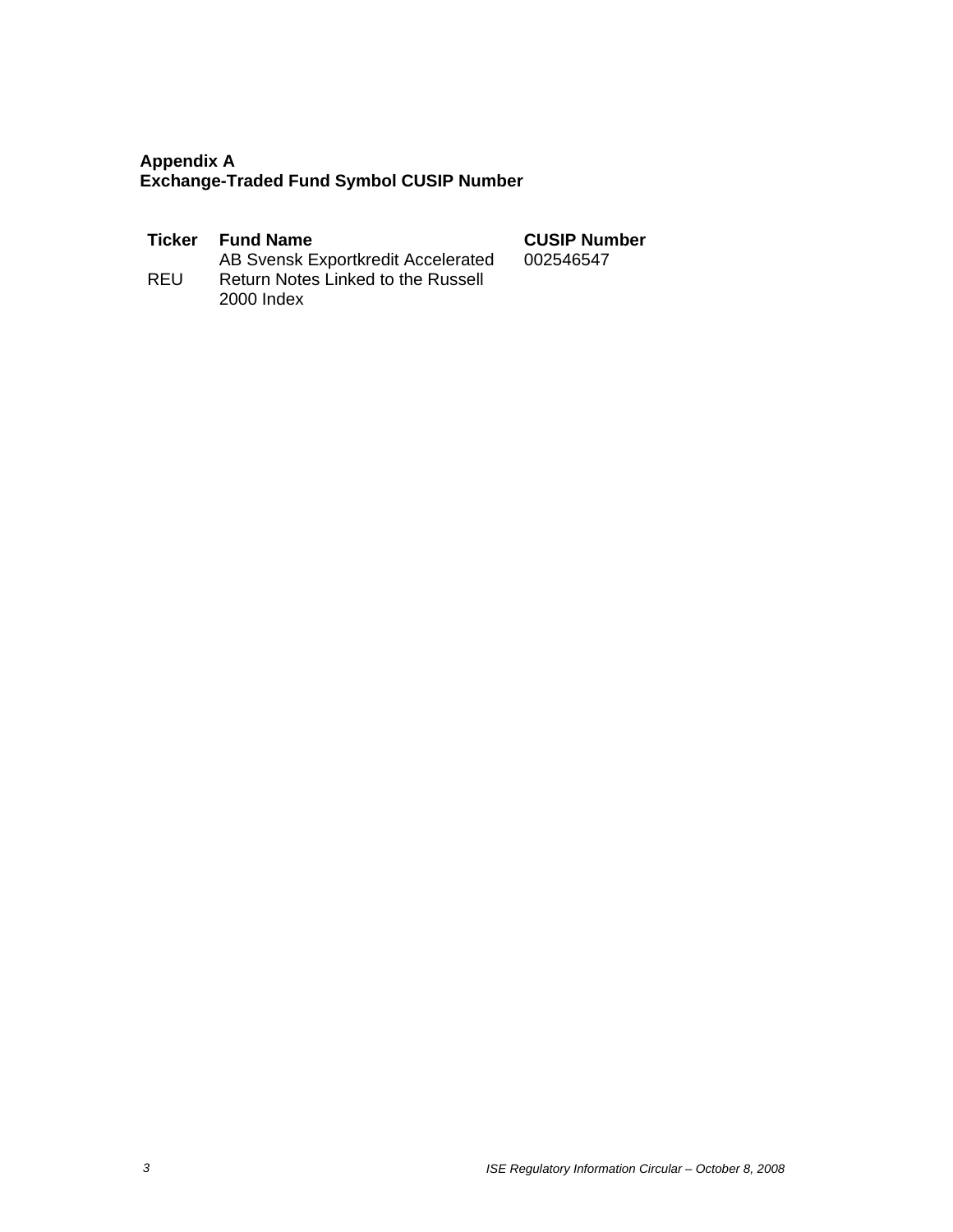**Appendix A**
**Exchange-Traded Fund Symbol CUSIP Number**

| Ticker | Fund Name | CUSIP Number |
|---|---|---|
| REU | AB Svensk Exportkredit Accelerated Return Notes Linked to the Russell 2000 Index | 002546547 |